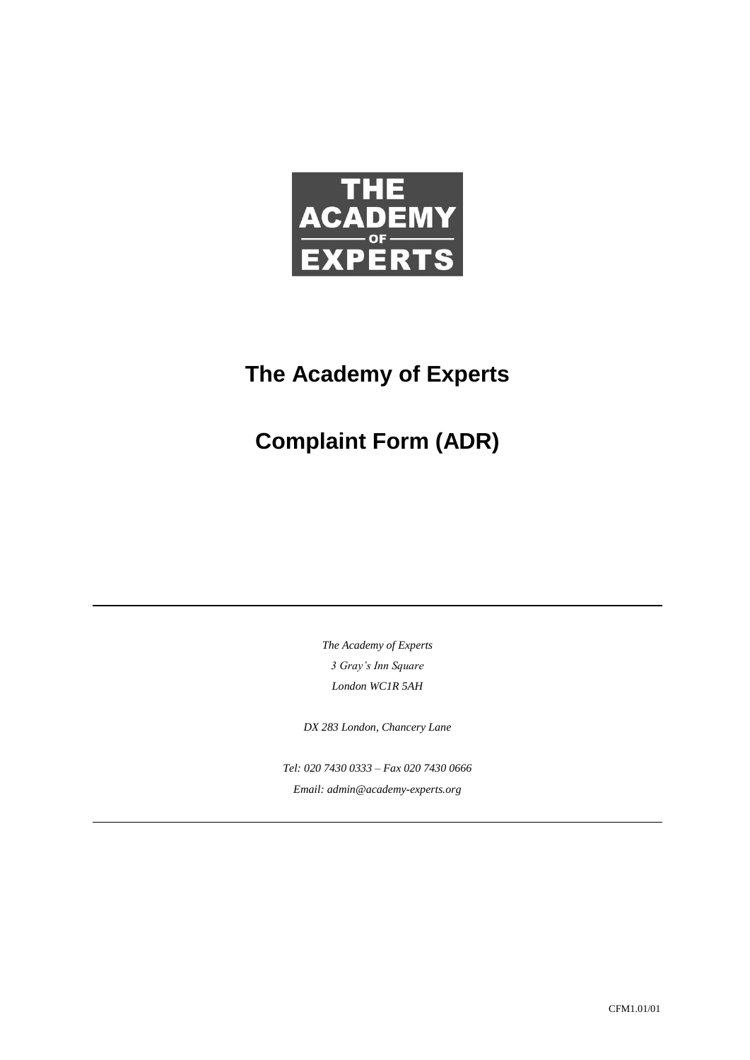THE ACADEMY OF EXPERTS

# The Academy of Experts

# Complaint Form (ADR)

---

*The Academy of Experts*

*3 Gray's Inn Square*

*London WC1R 5AH*

*DX 283 London, Chancery Lane*

*Tel: 020 7430 0333 – Fax 020 7430 0666*

*Email: admin@academy-experts.org*

---

CFM1.01/01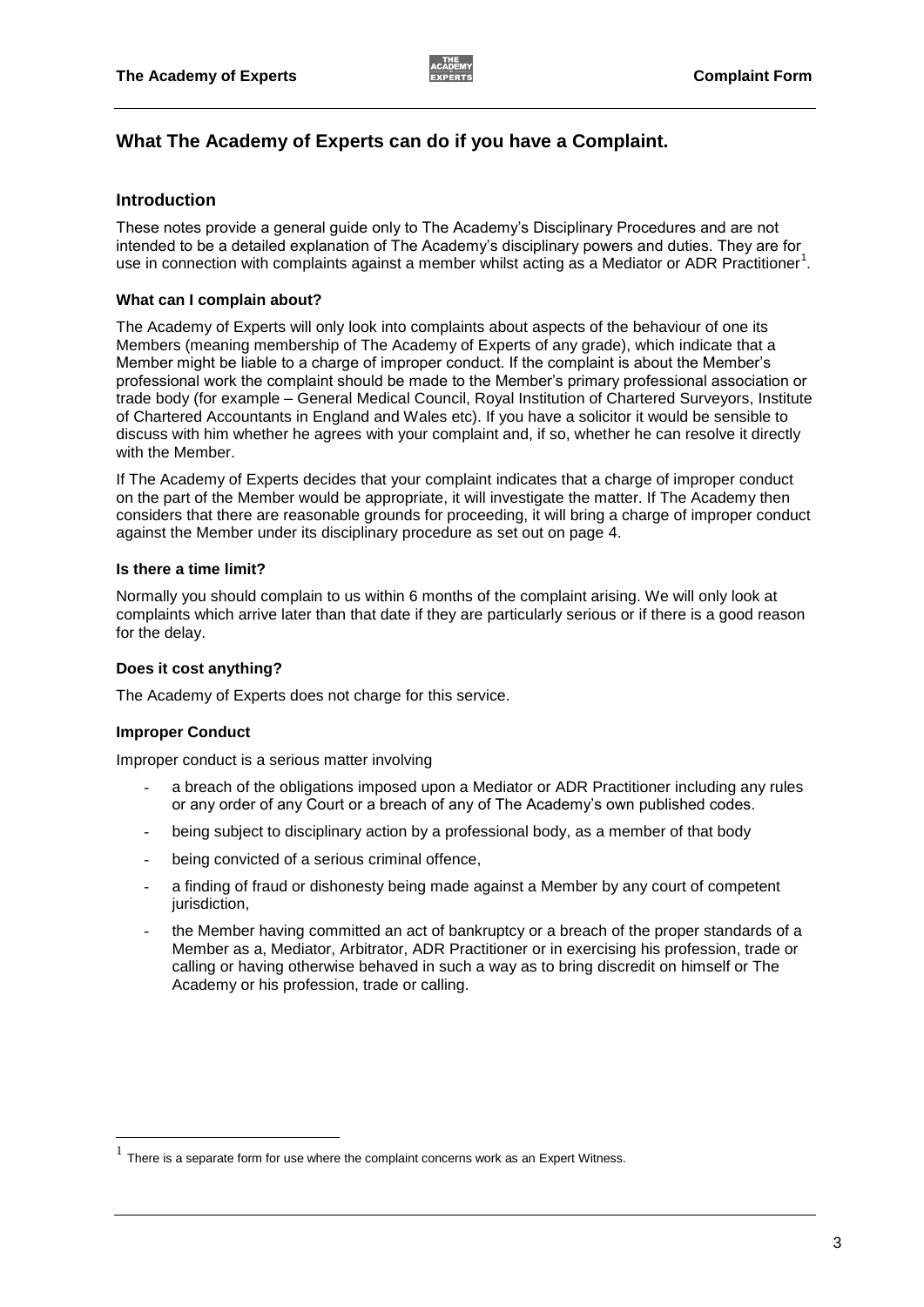## What The Academy of Experts can do if you have a Complaint.

### Introduction

These notes provide a general guide only to The Academy's Disciplinary Procedures and are not intended to be a detailed explanation of The Academy's disciplinary powers and duties. They are for use in connection with complaints against a member whilst acting as a Mediator or ADR Practitioner[1].

**What can I complain about?**

The Academy of Experts will only look into complaints about aspects of the behaviour of one its Members (meaning membership of The Academy of Experts of any grade), which indicate that a Member might be liable to a charge of improper conduct. If the complaint is about the Member's professional work the complaint should be made to the Member's primary professional association or trade body (for example – General Medical Council, Royal Institution of Chartered Surveyors, Institute of Chartered Accountants in England and Wales etc). If you have a solicitor it would be sensible to discuss with him whether he agrees with your complaint and, if so, whether he can resolve it directly with the Member.

If The Academy of Experts decides that your complaint indicates that a charge of improper conduct on the part of the Member would be appropriate, it will investigate the matter. If The Academy then considers that there are reasonable grounds for proceeding, it will bring a charge of improper conduct against the Member under its disciplinary procedure as set out on page 4.

**Is there a time limit?**

Normally you should complain to us within 6 months of the complaint arising. We will only look at complaints which arrive later than that date if they are particularly serious or if there is a good reason for the delay.

**Does it cost anything?**

The Academy of Experts does not charge for this service.

**Improper Conduct**

Improper conduct is a serious matter involving

- a breach of the obligations imposed upon a Mediator or ADR Practitioner including any rules or any order of any Court or a breach of any of The Academy's own published codes.
- being subject to disciplinary action by a professional body, as a member of that body
- being convicted of a serious criminal offence,
- a finding of fraud or dishonesty being made against a Member by any court of competent jurisdiction,
- the Member having committed an act of bankruptcy or a breach of the proper standards of a Member as a, Mediator, Arbitrator, ADR Practitioner or in exercising his profession, trade or calling or having otherwise behaved in such a way as to bring discredit on himself or The Academy or his profession, trade or calling.

---

[1] There is a separate form for use where the complaint concerns work as an Expert Witness.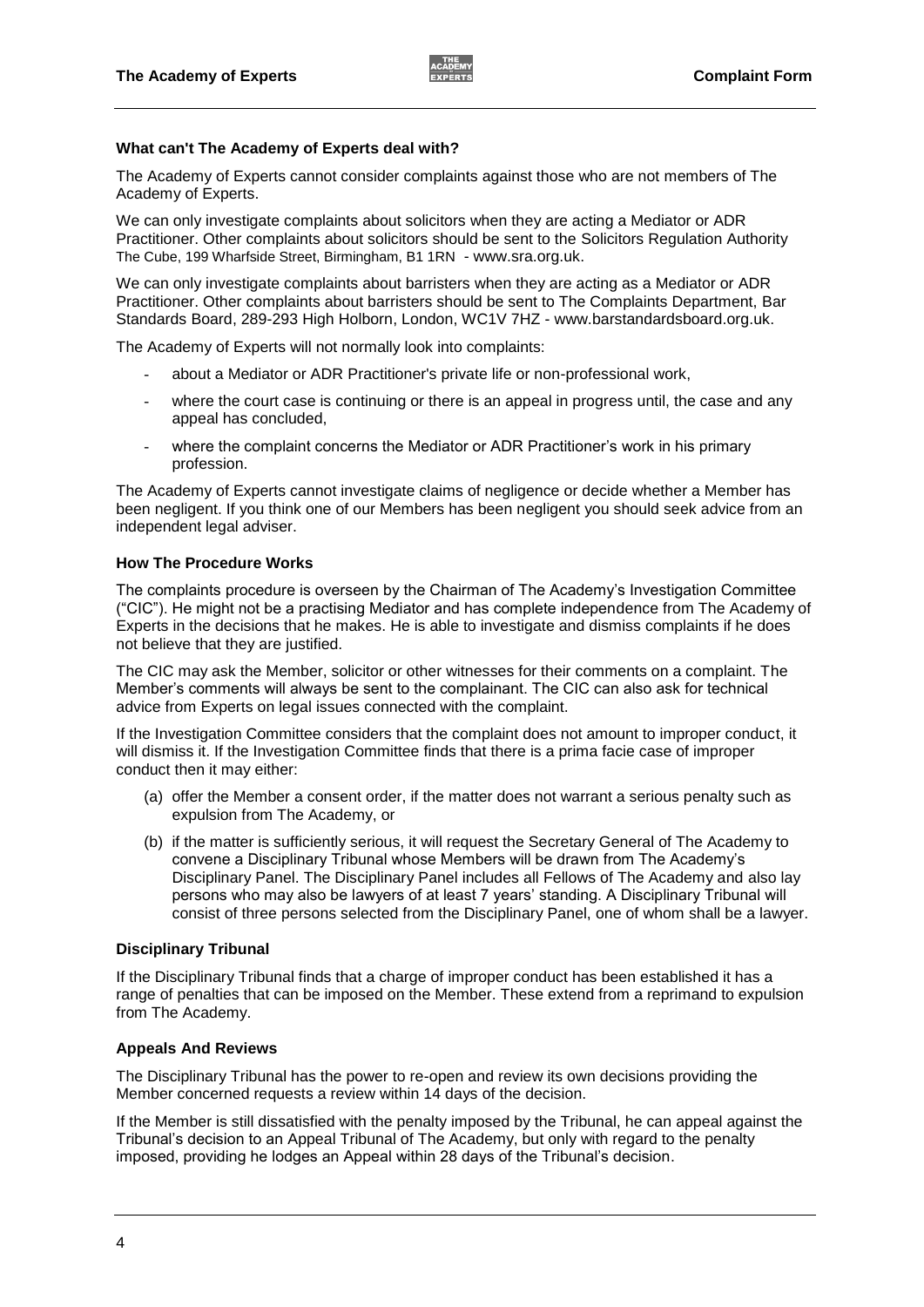### What can't The Academy of Experts deal with?

The Academy of Experts cannot consider complaints against those who are not members of The Academy of Experts.

We can only investigate complaints about solicitors when they are acting a Mediator or ADR Practitioner. Other complaints about solicitors should be sent to the Solicitors Regulation Authority The Cube, 199 Wharfside Street, Birmingham, B1 1RN - www.sra.org.uk.

We can only investigate complaints about barristers when they are acting as a Mediator or ADR Practitioner. Other complaints about barristers should be sent to The Complaints Department, Bar Standards Board, 289-293 High Holborn, London, WC1V 7HZ - www.barstandardsboard.org.uk.

The Academy of Experts will not normally look into complaints:

- about a Mediator or ADR Practitioner's private life or non-professional work,
- where the court case is continuing or there is an appeal in progress until, the case and any appeal has concluded,
- where the complaint concerns the Mediator or ADR Practitioner's work in his primary profession.

The Academy of Experts cannot investigate claims of negligence or decide whether a Member has been negligent. If you think one of our Members has been negligent you should seek advice from an independent legal adviser.

### How The Procedure Works

The complaints procedure is overseen by the Chairman of The Academy's Investigation Committee ("CIC"). He might not be a practising Mediator and has complete independence from The Academy of Experts in the decisions that he makes. He is able to investigate and dismiss complaints if he does not believe that they are justified.

The CIC may ask the Member, solicitor or other witnesses for their comments on a complaint. The Member's comments will always be sent to the complainant. The CIC can also ask for technical advice from Experts on legal issues connected with the complaint.

If the Investigation Committee considers that the complaint does not amount to improper conduct, it will dismiss it. If the Investigation Committee finds that there is a prima facie case of improper conduct then it may either:

(a) offer the Member a consent order, if the matter does not warrant a serious penalty such as expulsion from The Academy, or

(b) if the matter is sufficiently serious, it will request the Secretary General of The Academy to convene a Disciplinary Tribunal whose Members will be drawn from The Academy's Disciplinary Panel. The Disciplinary Panel includes all Fellows of The Academy and also lay persons who may also be lawyers of at least 7 years' standing. A Disciplinary Tribunal will consist of three persons selected from the Disciplinary Panel, one of whom shall be a lawyer.

### Disciplinary Tribunal

If the Disciplinary Tribunal finds that a charge of improper conduct has been established it has a range of penalties that can be imposed on the Member. These extend from a reprimand to expulsion from The Academy.

### Appeals And Reviews

The Disciplinary Tribunal has the power to re-open and review its own decisions providing the Member concerned requests a review within 14 days of the decision.

If the Member is still dissatisfied with the penalty imposed by the Tribunal, he can appeal against the Tribunal's decision to an Appeal Tribunal of The Academy, but only with regard to the penalty imposed, providing he lodges an Appeal within 28 days of the Tribunal's decision.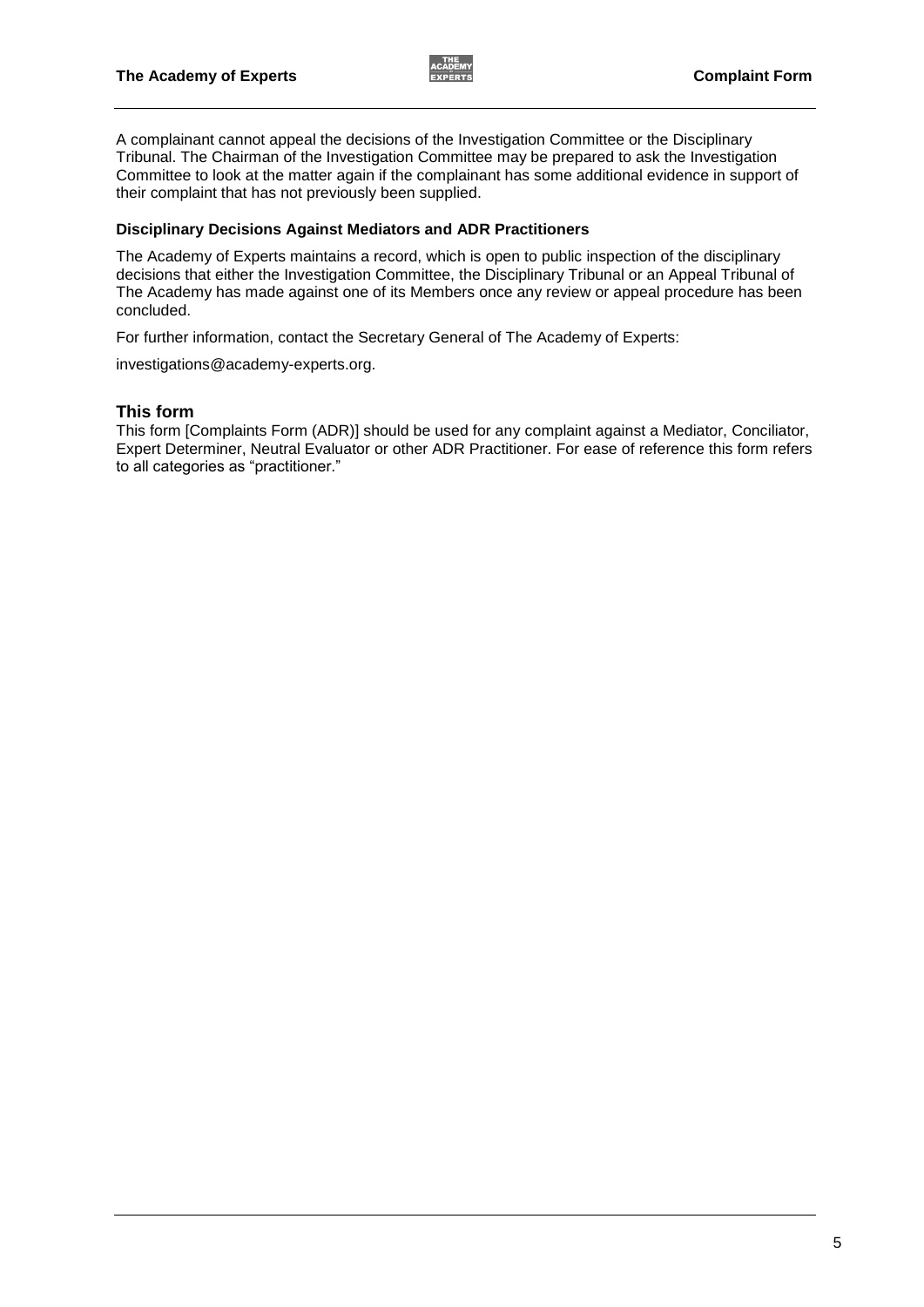A complainant cannot appeal the decisions of the Investigation Committee or the Disciplinary Tribunal. The Chairman of the Investigation Committee may be prepared to ask the Investigation Committee to look at the matter again if the complainant has some additional evidence in support of their complaint that has not previously been supplied.

**Disciplinary Decisions Against Mediators and ADR Practitioners**

The Academy of Experts maintains a record, which is open to public inspection of the disciplinary decisions that either the Investigation Committee, the Disciplinary Tribunal or an Appeal Tribunal of The Academy has made against one of its Members once any review or appeal procedure has been concluded.

For further information, contact the Secretary General of The Academy of Experts:

investigations@academy-experts.org.

## This form

This form [Complaints Form (ADR)] should be used for any complaint against a Mediator, Conciliator, Expert Determiner, Neutral Evaluator or other ADR Practitioner. For ease of reference this form refers to all categories as "practitioner."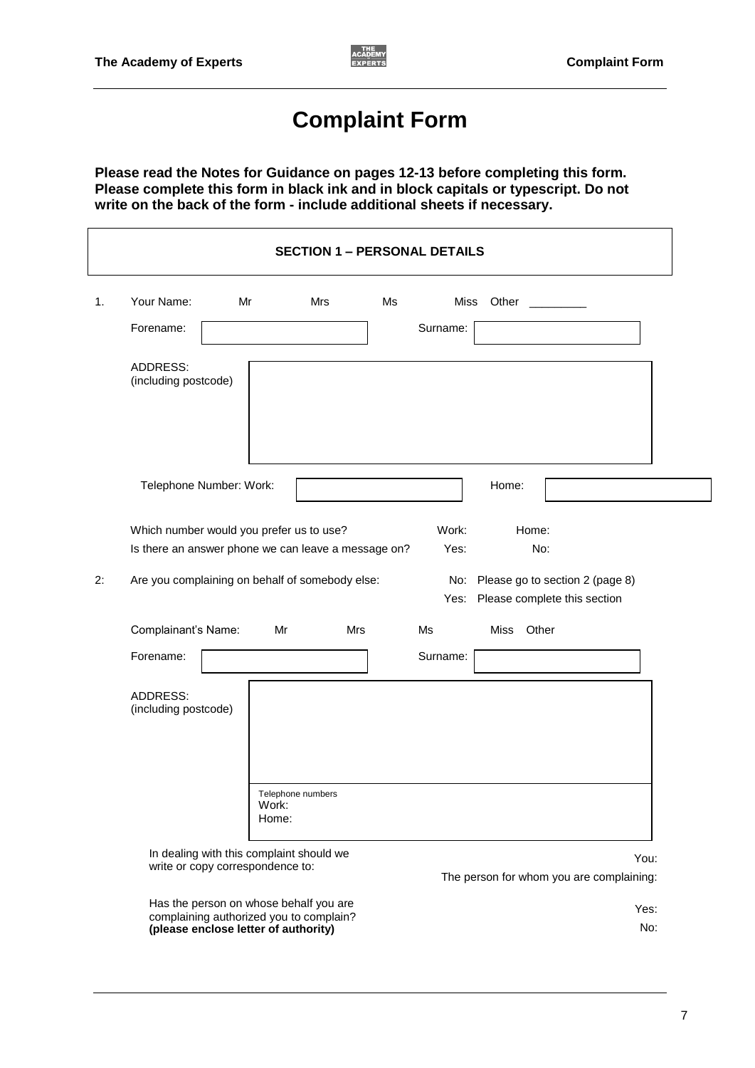# Complaint Form

**Please read the Notes for Guidance on pages 12-13 before completing this form. Please complete this form in black ink and in block capitals or typescript. Do not write on the back of the form - include additional sheets if necessary.**

## SECTION 1 – PERSONAL DETAILS

1. Your Name: Mr Mrs Ms Miss Other \_\_\_\_\_\_\_\_\_

   Forename: Surname:

   ADDRESS: (including postcode)

   Telephone Number: Work: Home:

   Which number would you prefer us to use? Work: Home:

   Is there an answer phone we can leave a message on? Yes: No:

2: Are you complaining on behalf of somebody else:

   No: Please go to section 2 (page 8)

   Yes: Please complete this section

   Complainant's Name: Mr Mrs Ms Miss Other

   Forename: Surname:

   ADDRESS: (including postcode)

   Telephone numbers
   Work:
   Home:

   In dealing with this complaint should we write or copy correspondence to:

   You:

   The person for whom you are complaining:

   Has the person on whose behalf you are complaining authorized you to complain? **(please enclose letter of authority)**

   Yes:

   No: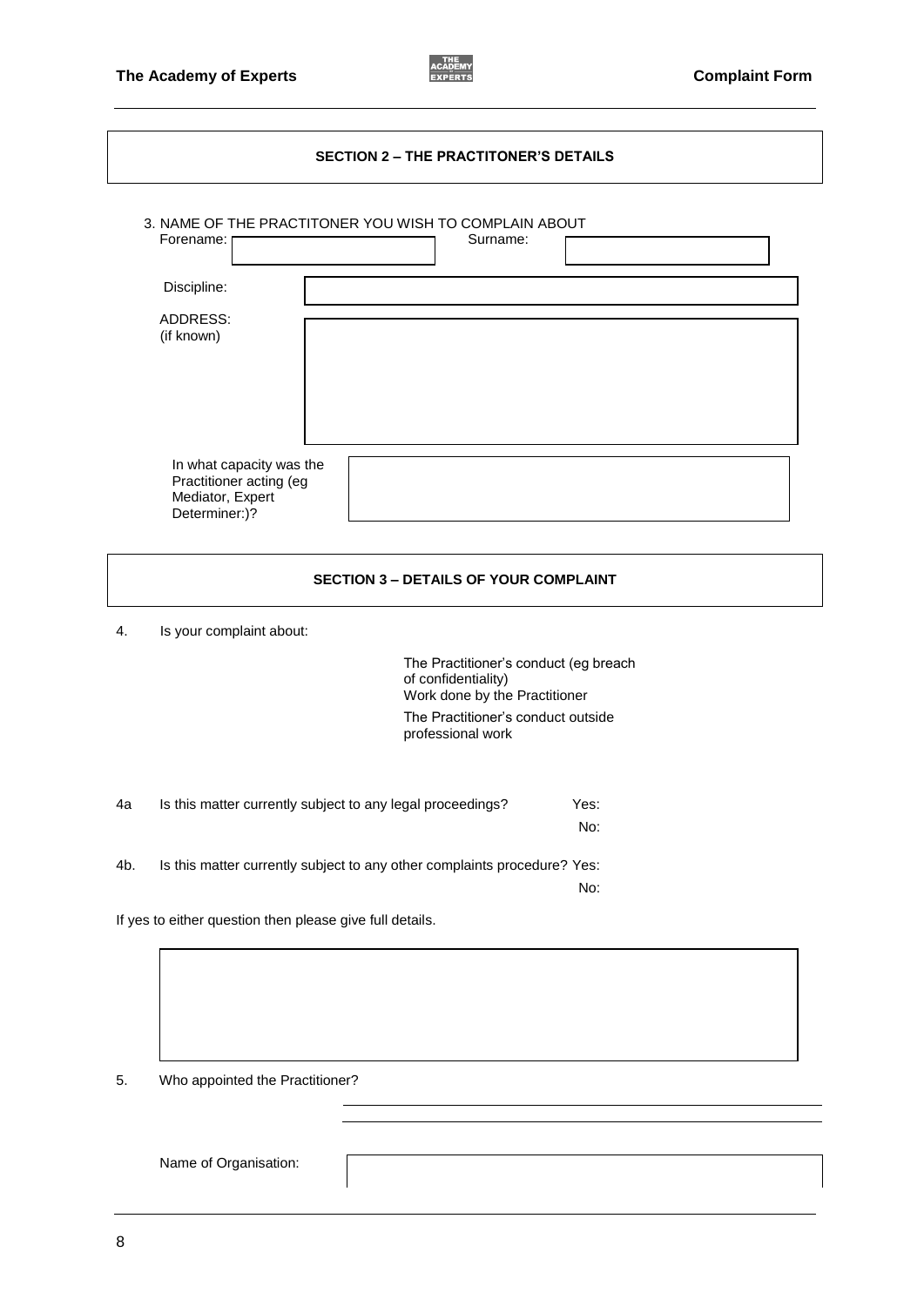## SECTION 2 – THE PRACTITONER'S DETAILS

3. NAME OF THE PRACTITONER YOU WISH TO COMPLAIN ABOUT

Forename: \_\_\_\_\_\_\_\_\_\_ Surname: \_\_\_\_\_\_\_\_\_\_

Discipline: \_\_\_\_\_\_\_\_\_\_

ADDRESS:
(if known)

In what capacity was the Practitioner acting (eg Mediator, Expert Determiner:)?

## SECTION 3 – DETAILS OF YOUR COMPLAINT

4. Is your complaint about:

   - The Practitioner's conduct (eg breach of confidentiality)
   - Work done by the Practitioner
   - The Practitioner's conduct outside professional work

4a Is this matter currently subject to any legal proceedings? Yes: No:

4b. Is this matter currently subject to any other complaints procedure? Yes: No:

If yes to either question then please give full details.

5. Who appointed the Practitioner?

Name of Organisation: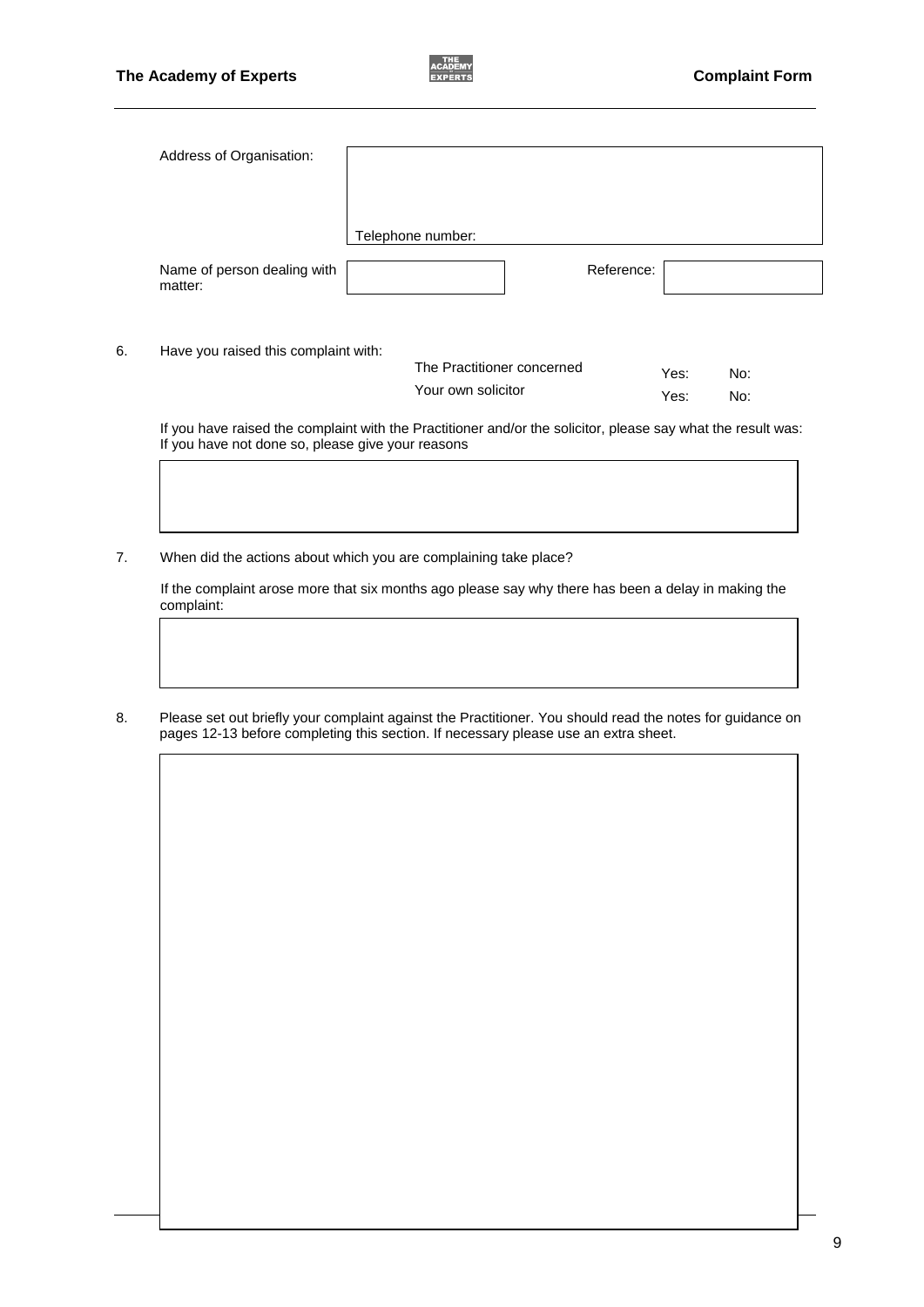| | |
|---|---|
| Address of Organisation: | Telephone number: |
| Name of person dealing with matter: | Reference: |

6. Have you raised this complaint with:

| | | |
|---|---|---|
| The Practitioner concerned | Yes: | No: |
| Your own solicitor | Yes: | No: |

If you have raised the complaint with the Practitioner and/or the solicitor, please say what the result was: If you have not done so, please give your reasons

7. When did the actions about which you are complaining take place?

If the complaint arose more that six months ago please say why there has been a delay in making the complaint:

8. Please set out briefly your complaint against the Practitioner. You should read the notes for guidance on pages 12-13 before completing this section. If necessary please use an extra sheet.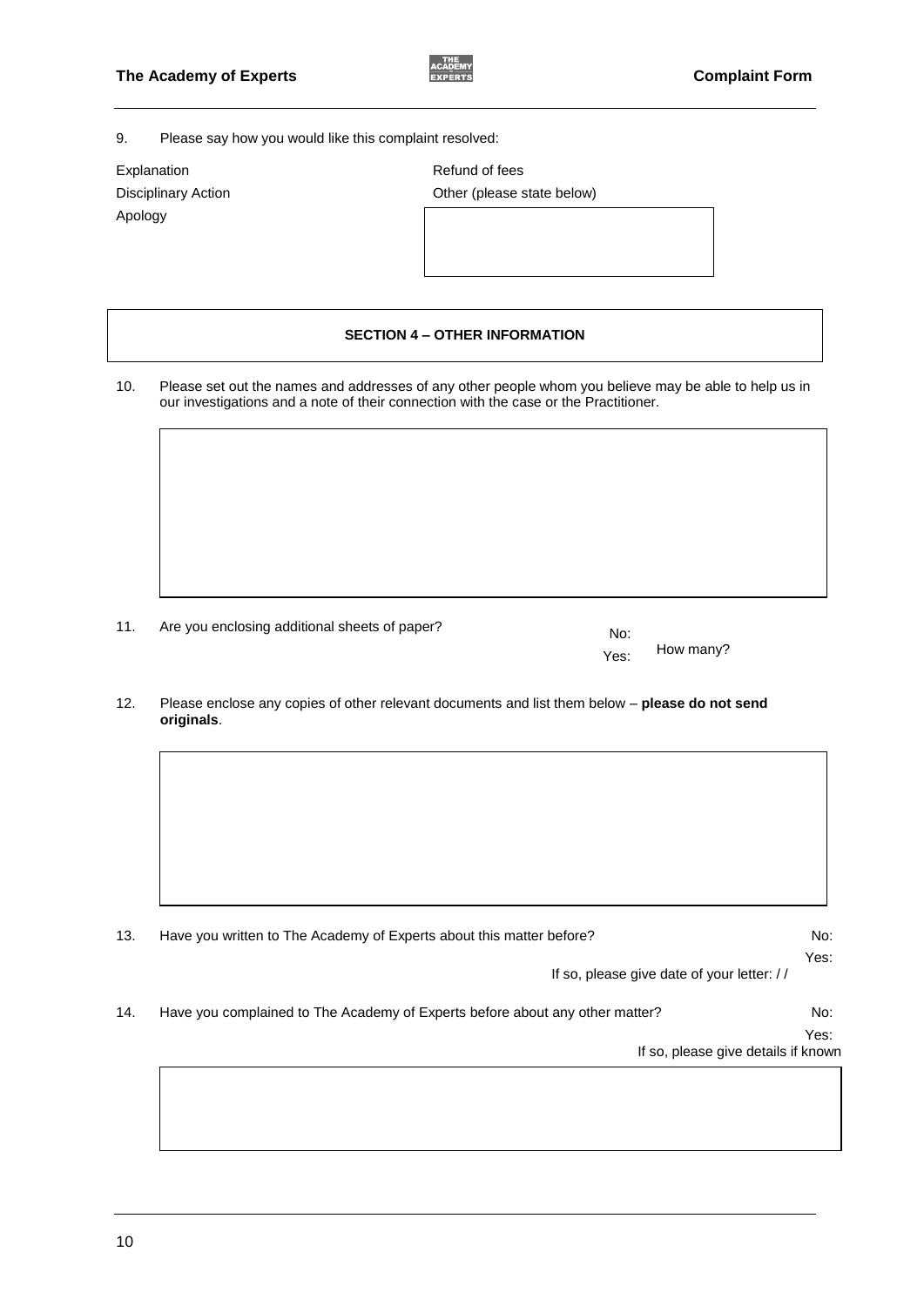9. Please say how you would like this complaint resolved:

| | |
|---|---|
| Explanation | Refund of fees |
| Disciplinary Action | Other (please state below) |
| Apology | |

## SECTION 4 – OTHER INFORMATION

10. Please set out the names and addresses of any other people whom you believe may be able to help us in our investigations and a note of their connection with the case or the Practitioner.

11. Are you enclosing additional sheets of paper?

No:

Yes: How many?

12. Please enclose any copies of other relevant documents and list them below – **please do not send originals**.

13. Have you written to The Academy of Experts about this matter before?

No:

Yes:

If so, please give date of your letter: / /

14. Have you complained to The Academy of Experts before about any other matter?

No:

Yes:

If so, please give details if known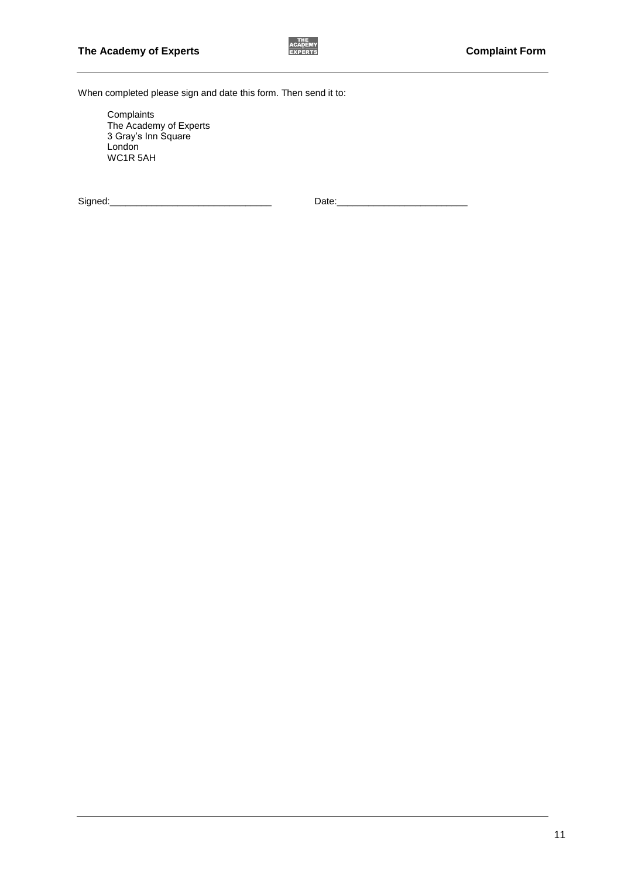When completed please sign and date this form. Then send it to:

Complaints
The Academy of Experts
3 Gray's Inn Square
London
WC1R 5AH

Signed:_______________________________ Date:_________________________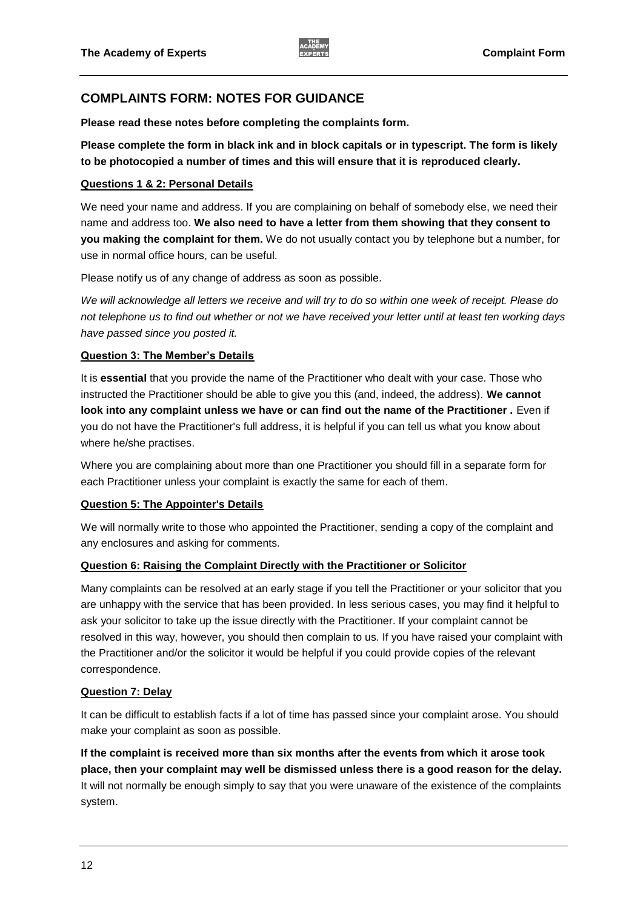## COMPLAINTS FORM: NOTES FOR GUIDANCE

**Please read these notes before completing the complaints form.**

**Please complete the form in black ink and in block capitals or in typescript. The form is likely to be photocopied a number of times and this will ensure that it is reproduced clearly.**

### Questions 1 & 2: Personal Details

We need your name and address. If you are complaining on behalf of somebody else, we need their name and address too. **We also need to have a letter from them showing that they consent to you making the complaint for them.** We do not usually contact you by telephone but a number, for use in normal office hours, can be useful.

Please notify us of any change of address as soon as possible.

*We will acknowledge all letters we receive and will try to do so within one week of receipt. Please do not telephone us to find out whether or not we have received your letter until at least ten working days have passed since you posted it.*

### Question 3: The Member's Details

It is **essential** that you provide the name of the Practitioner who dealt with your case. Those who instructed the Practitioner should be able to give you this (and, indeed, the address). **We cannot look into any complaint unless we have or can find out the name of the Practitioner .** Even if you do not have the Practitioner's full address, it is helpful if you can tell us what you know about where he/she practises.

Where you are complaining about more than one Practitioner you should fill in a separate form for each Practitioner unless your complaint is exactly the same for each of them.

### Question 5: The Appointer's Details

We will normally write to those who appointed the Practitioner, sending a copy of the complaint and any enclosures and asking for comments.

### Question 6: Raising the Complaint Directly with the Practitioner or Solicitor

Many complaints can be resolved at an early stage if you tell the Practitioner or your solicitor that you are unhappy with the service that has been provided. In less serious cases, you may find it helpful to ask your solicitor to take up the issue directly with the Practitioner. If your complaint cannot be resolved in this way, however, you should then complain to us. If you have raised your complaint with the Practitioner and/or the solicitor it would be helpful if you could provide copies of the relevant correspondence.

### Question 7: Delay

It can be difficult to establish facts if a lot of time has passed since your complaint arose. You should make your complaint as soon as possible.

**If the complaint is received more than six months after the events from which it arose took place, then your complaint may well be dismissed unless there is a good reason for the delay.** It will not normally be enough simply to say that you were unaware of the existence of the complaints system.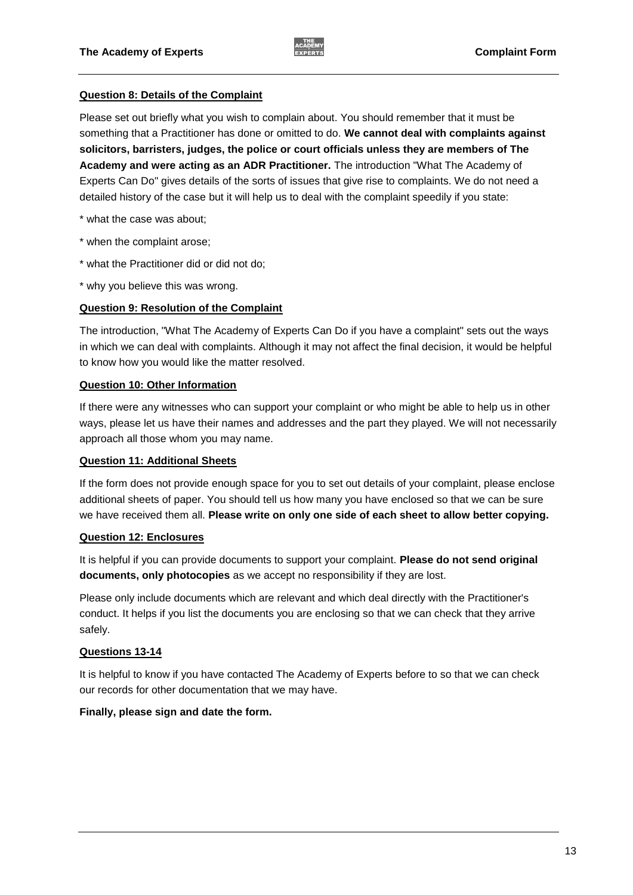**Question 8: Details of the Complaint**

Please set out briefly what you wish to complain about. You should remember that it must be something that a Practitioner has done or omitted to do. **We cannot deal with complaints against solicitors, barristers, judges, the police or court officials unless they are members of The Academy and were acting as an ADR Practitioner.** The introduction "What The Academy of Experts Can Do" gives details of the sorts of issues that give rise to complaints. We do not need a detailed history of the case but it will help us to deal with the complaint speedily if you state:

* what the case was about;

* when the complaint arose;

* what the Practitioner did or did not do;

* why you believe this was wrong.

**Question 9: Resolution of the Complaint**

The introduction, "What The Academy of Experts Can Do if you have a complaint" sets out the ways in which we can deal with complaints. Although it may not affect the final decision, it would be helpful to know how you would like the matter resolved.

**Question 10: Other Information**

If there were any witnesses who can support your complaint or who might be able to help us in other ways, please let us have their names and addresses and the part they played. We will not necessarily approach all those whom you may name.

**Question 11: Additional Sheets**

If the form does not provide enough space for you to set out details of your complaint, please enclose additional sheets of paper. You should tell us how many you have enclosed so that we can be sure we have received them all. **Please write on only one side of each sheet to allow better copying.**

**Question 12: Enclosures**

It is helpful if you can provide documents to support your complaint. **Please do not send original documents, only photocopies** as we accept no responsibility if they are lost.

Please only include documents which are relevant and which deal directly with the Practitioner's conduct. It helps if you list the documents you are enclosing so that we can check that they arrive safely.

**Questions 13-14**

It is helpful to know if you have contacted The Academy of Experts before to so that we can check our records for other documentation that we may have.

**Finally, please sign and date the form.**